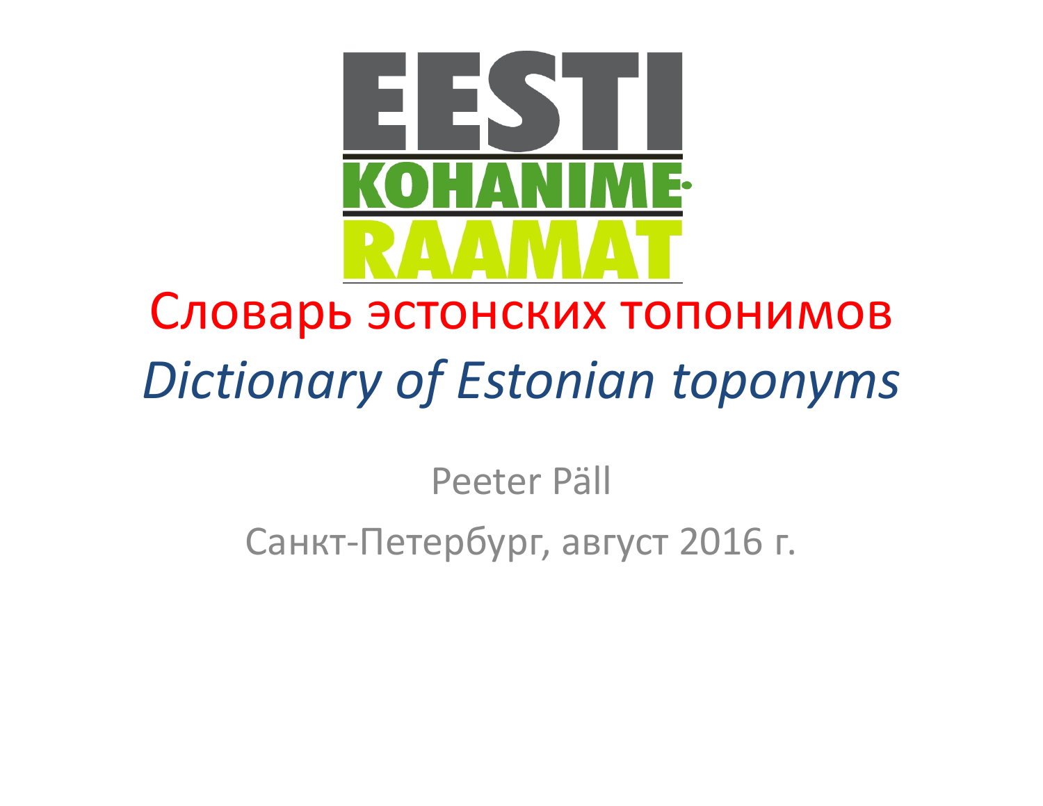EESTI KOHANIME-RAAMAT

# Словарь эстонских топонимов

## *Dictionary of Estonian toponyms*

Peeter Päll

Санкт-Петербург, август 2016 г.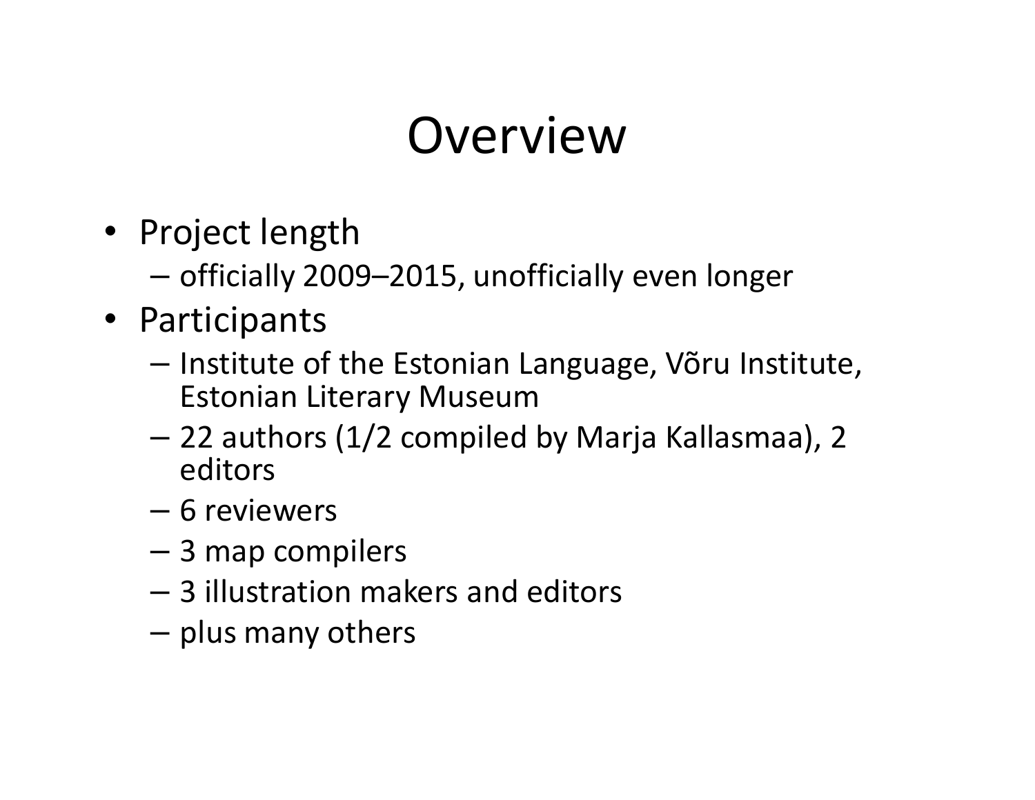# Overview

- Project length
  - officially 2009–2015, unofficially even longer
- Participants
  - Institute of the Estonian Language, Võru Institute, Estonian Literary Museum
  - 22 authors (1/2 compiled by Marja Kallasmaa), 2 editors
  - 6 reviewers
  - 3 map compilers
  - 3 illustration makers and editors
  - plus many others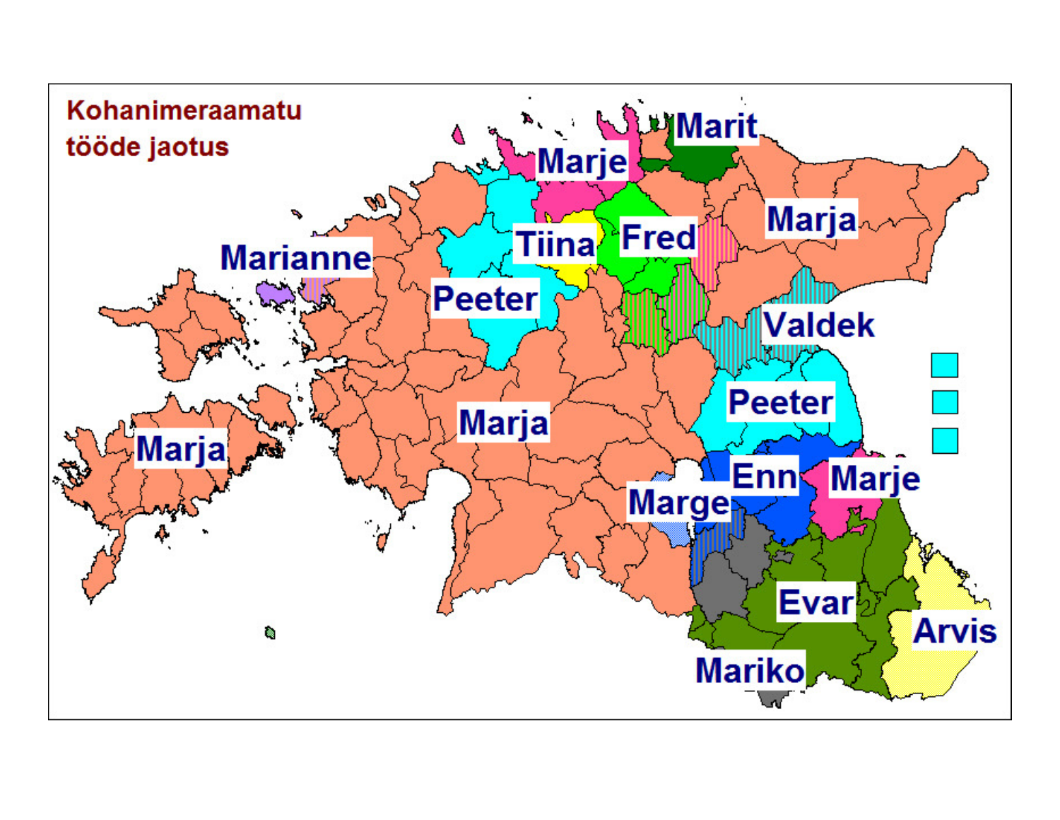Kohanimeraamatu tööde jaotus

Marit
Marje
Marja
Tiina
Fred
Marianne
Peeter
Valdek
Marja
Peeter
Marja
Enn
Marje
Marge
Evar
Arvis
Mariko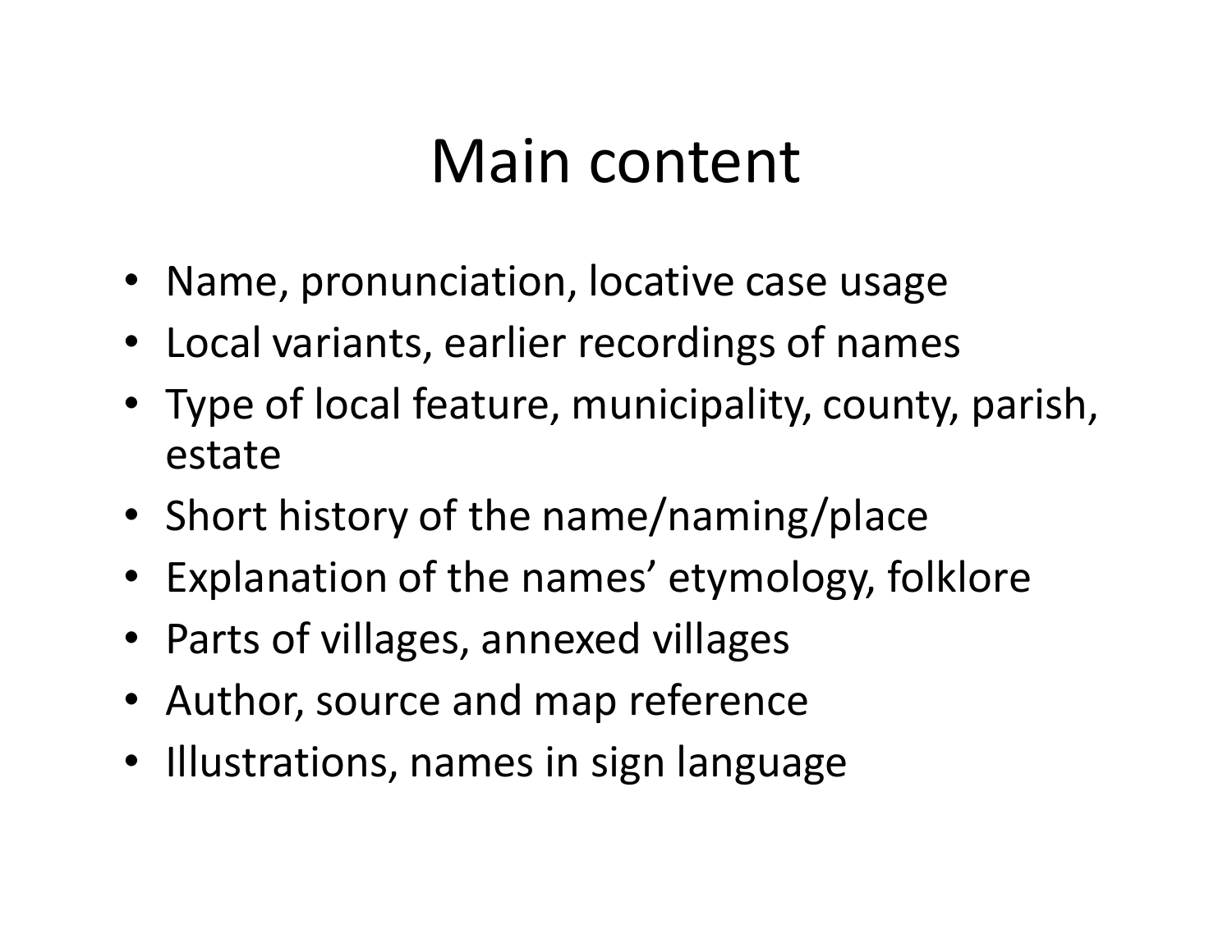# Main content

- Name, pronunciation, locative case usage
- Local variants, earlier recordings of names
- Type of local feature, municipality, county, parish, estate
- Short history of the name/naming/place
- Explanation of the names' etymology, folklore
- Parts of villages, annexed villages
- Author, source and map reference
- Illustrations, names in sign language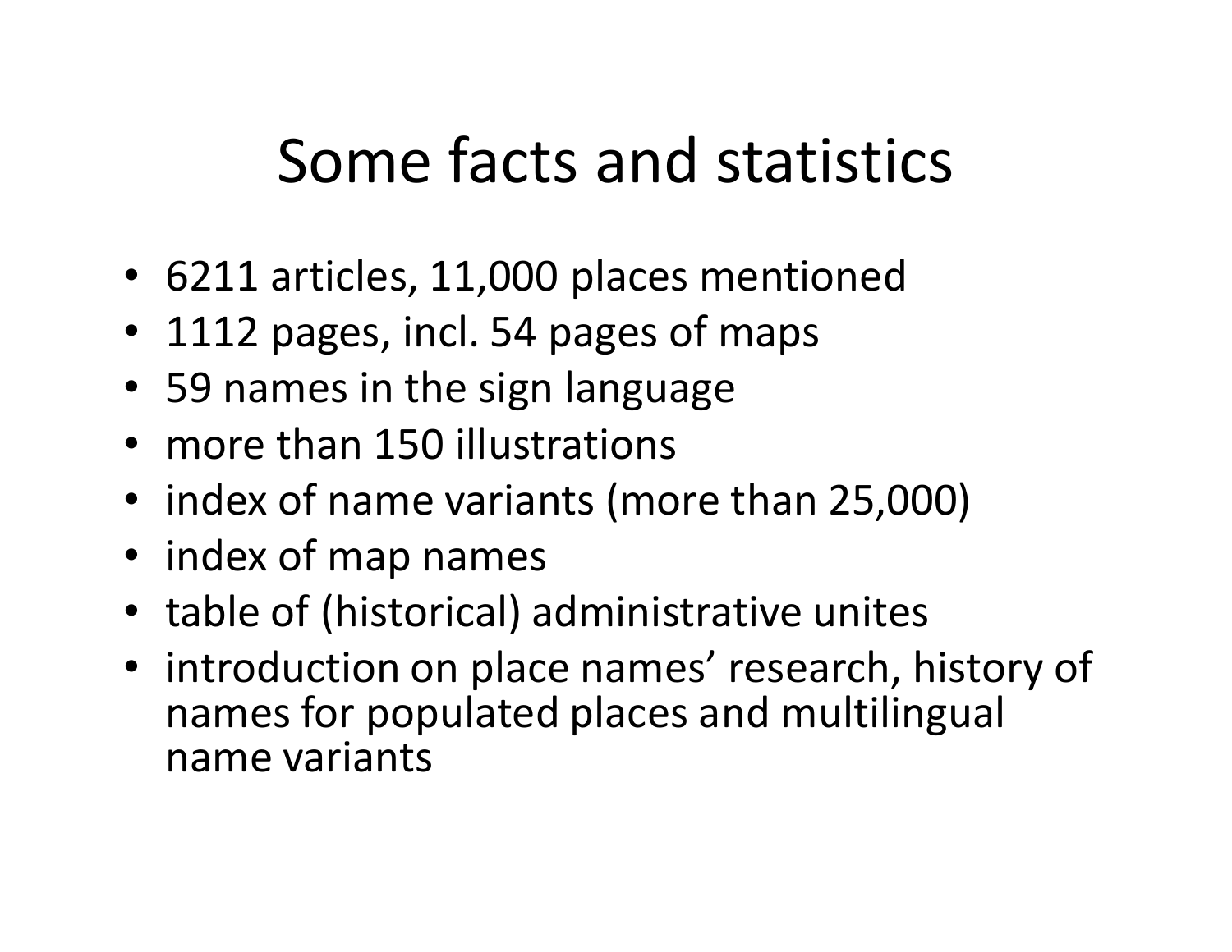# Some facts and statistics

- 6211 articles, 11,000 places mentioned
- 1112 pages, incl. 54 pages of maps
- 59 names in the sign language
- more than 150 illustrations
- index of name variants (more than 25,000)
- index of map names
- table of (historical) administrative unites
- introduction on place names' research, history of names for populated places and multilingual name variants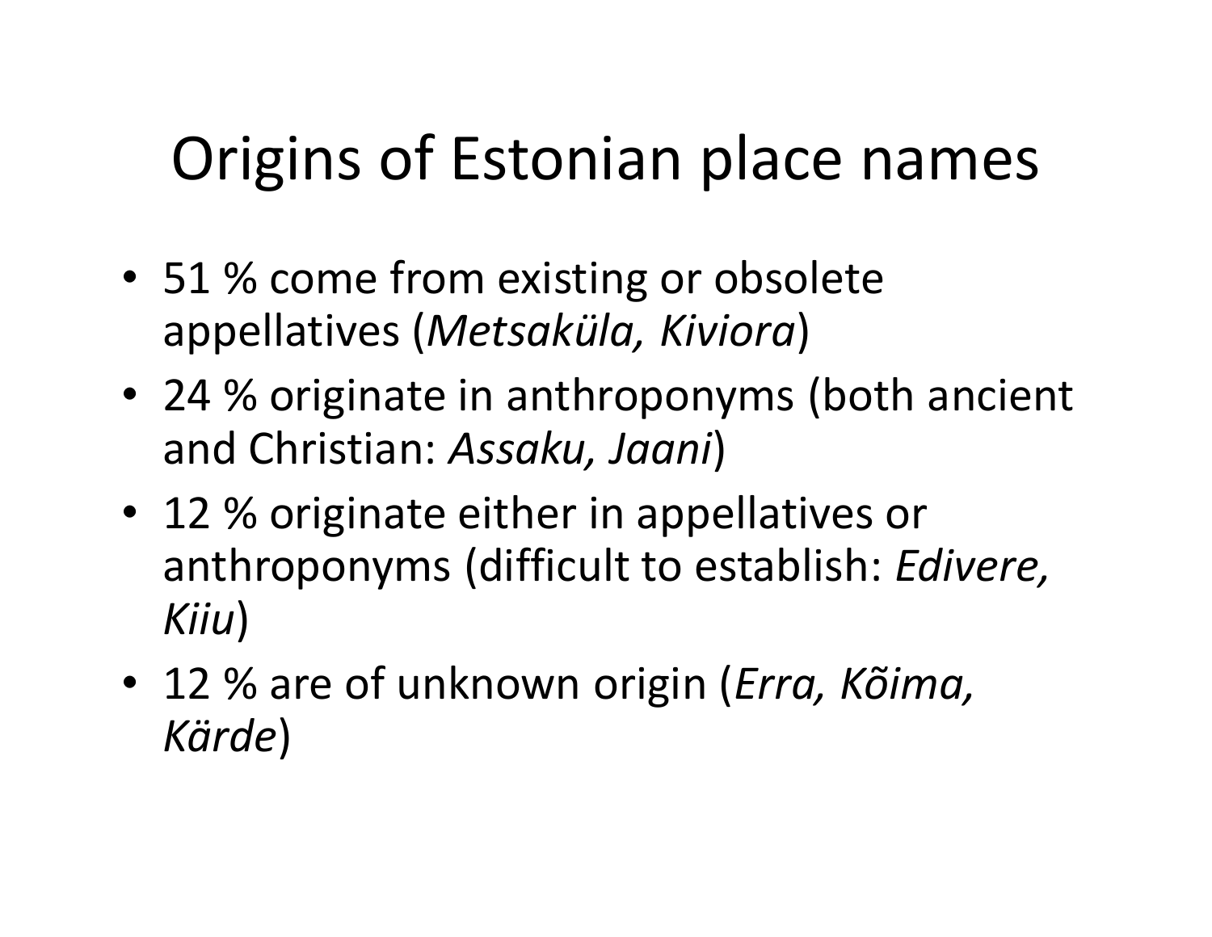# Origins of Estonian place names

- 51 % come from existing or obsolete appellatives (*Metsaküla, Kiviora*)
- 24 % originate in anthroponyms (both ancient and Christian: *Assaku, Jaani*)
- 12 % originate either in appellatives or anthroponyms (difficult to establish: *Edivere, Kiiu*)
- 12 % are of unknown origin (*Erra, Kõima, Kärde*)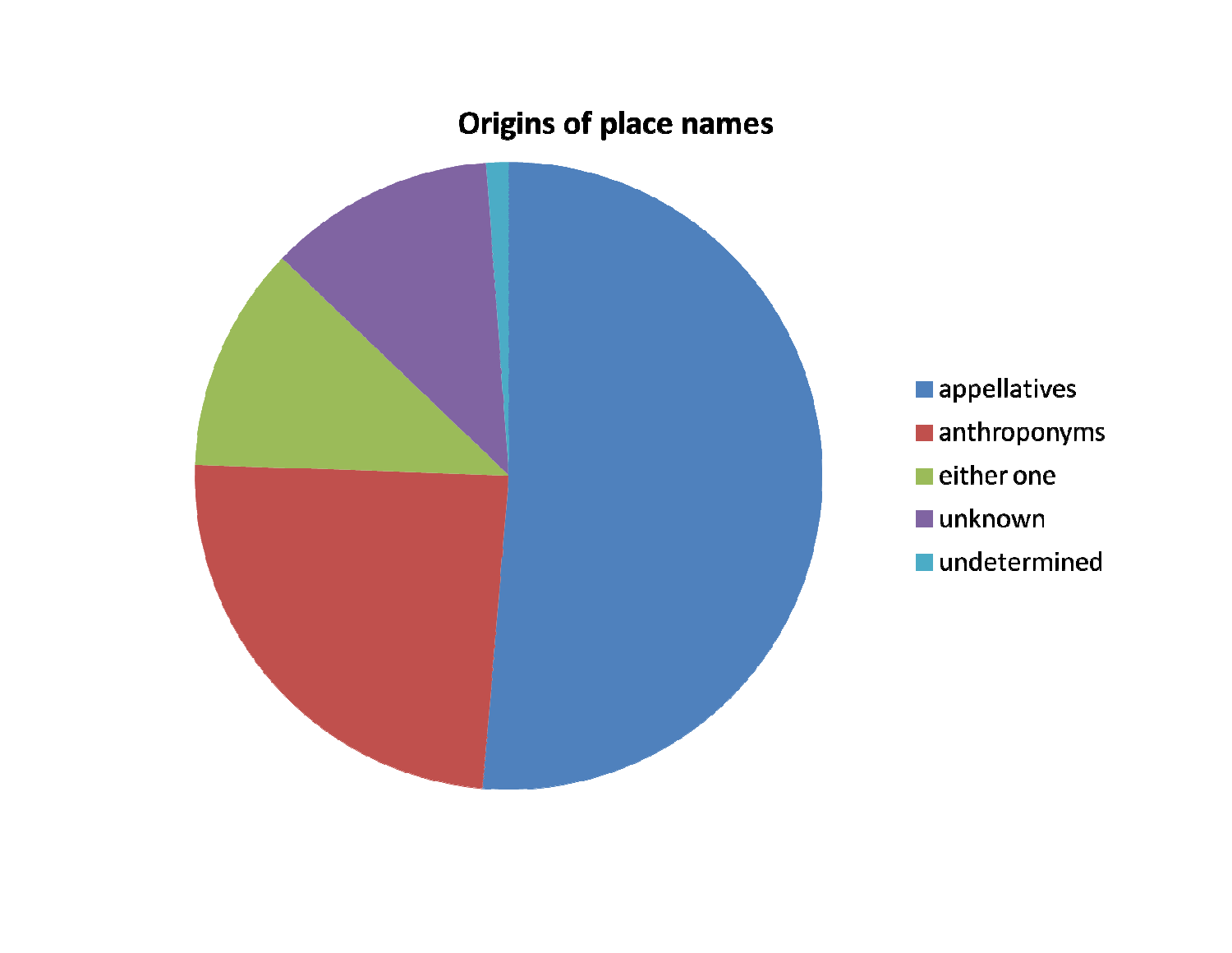**Origins of place names**

- appellatives
- anthroponyms
- either one
- unknown
- undetermined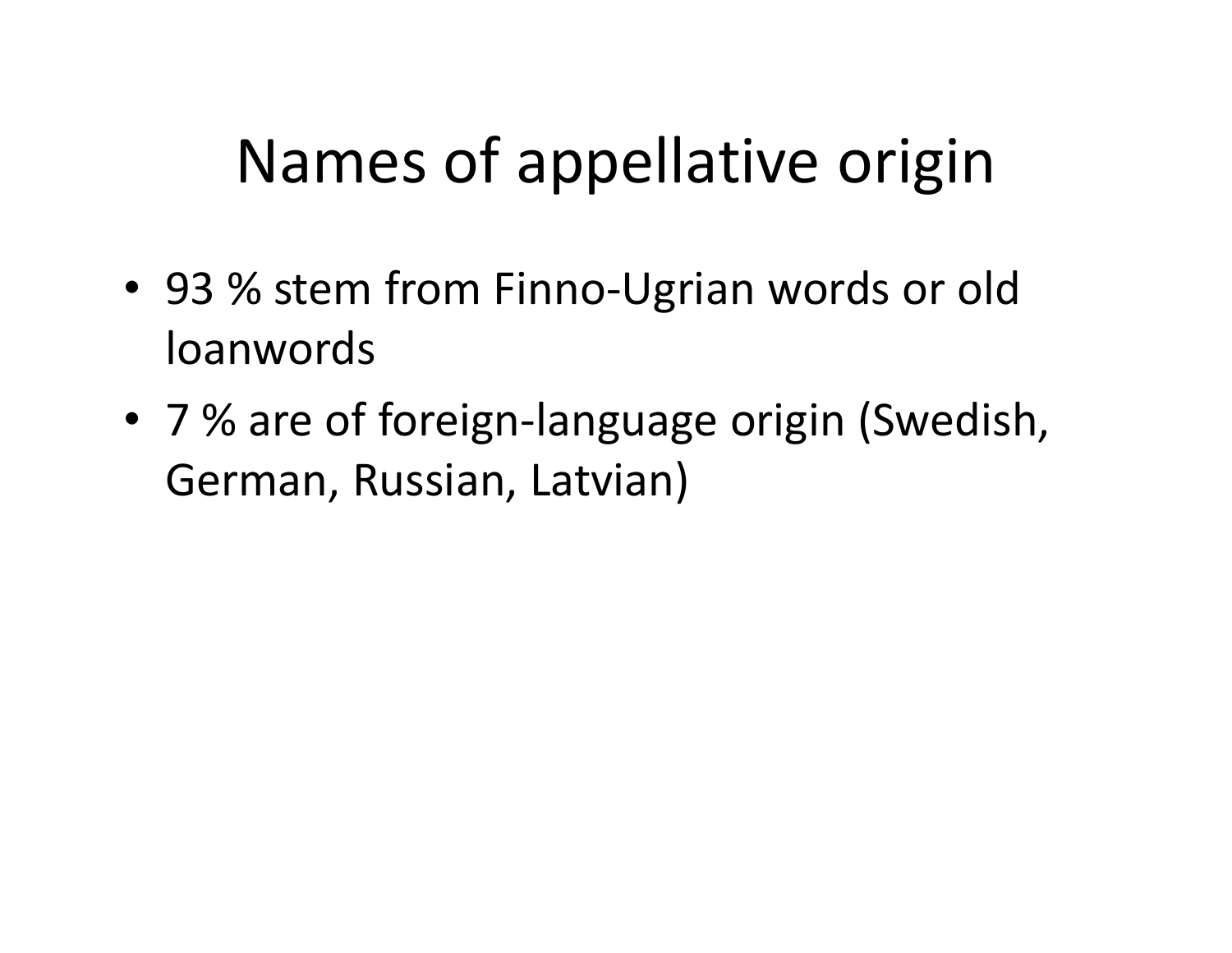# Names of appellative origin

- 93 % stem from Finno-Ugrian words or old loanwords
- 7 % are of foreign-language origin (Swedish, German, Russian, Latvian)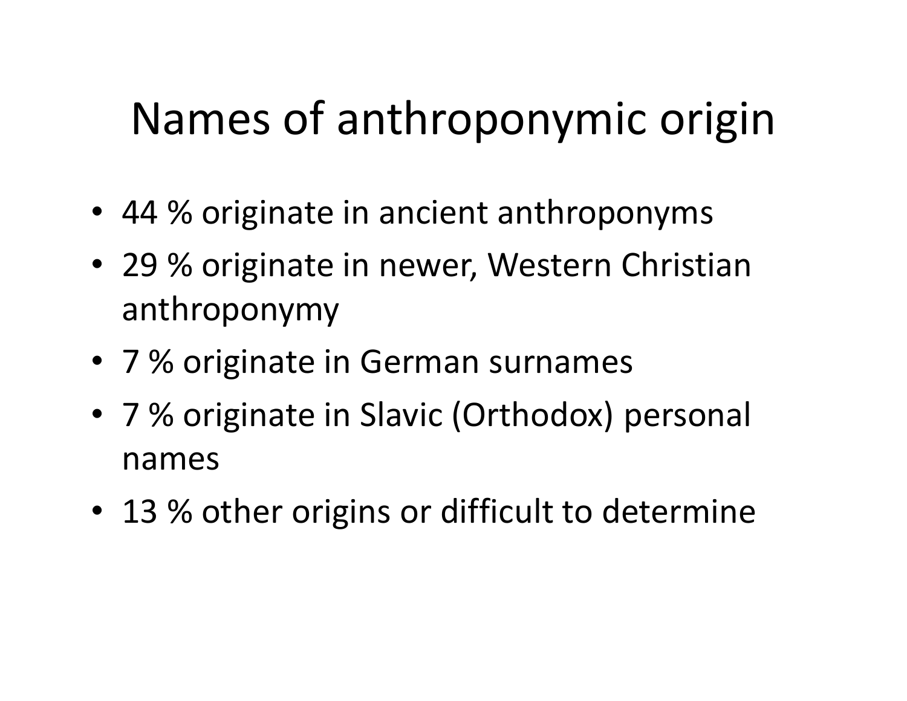# Names of anthroponymic origin

- 44 % originate in ancient anthroponyms
- 29 % originate in newer, Western Christian anthroponymy
- 7 % originate in German surnames
- 7 % originate in Slavic (Orthodox) personal names
- 13 % other origins or difficult to determine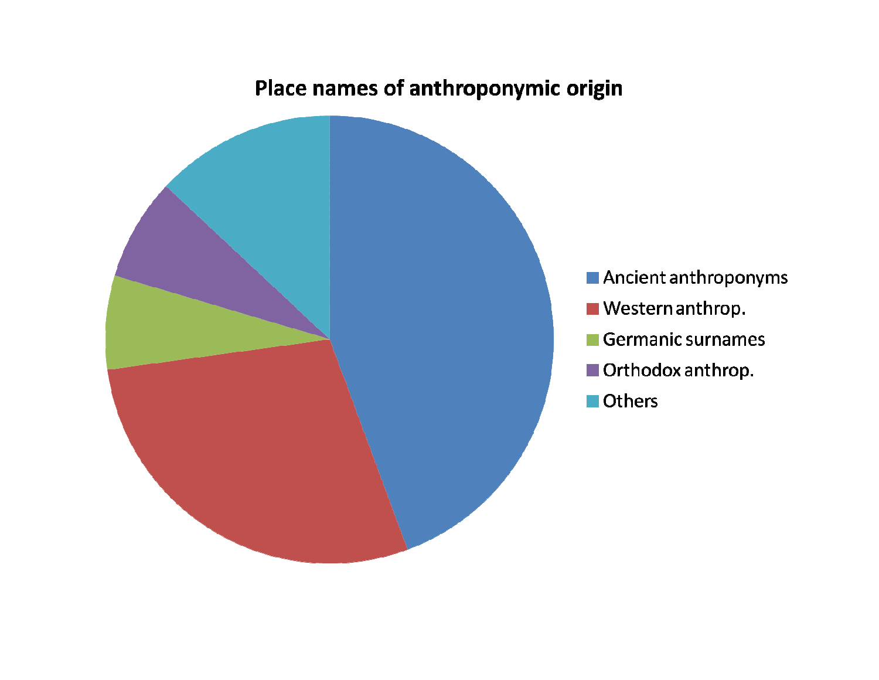**Place names of anthroponymic origin**

- Ancient anthroponyms
- Western anthrop.
- Germanic surnames
- Orthodox anthrop.
- Others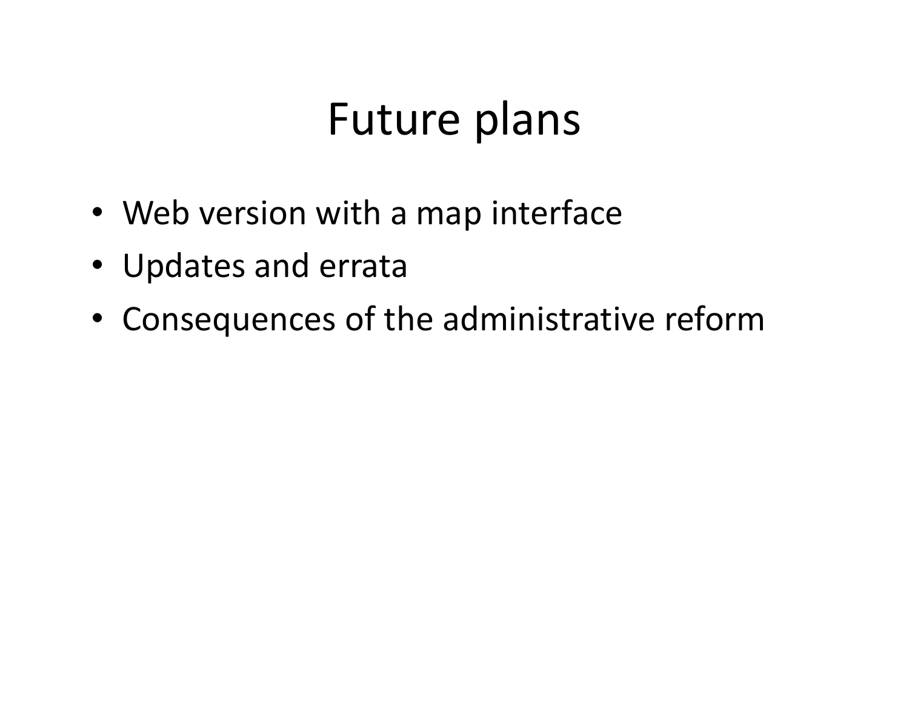# Future plans

- Web version with a map interface
- Updates and errata
- Consequences of the administrative reform